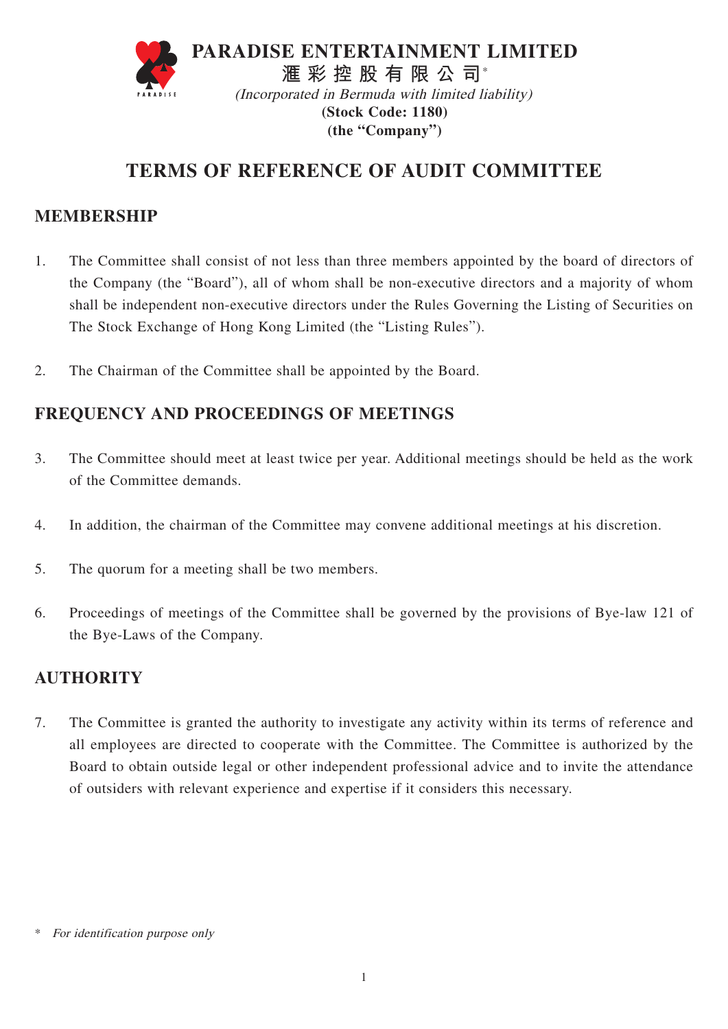**PARADISE ENTERTAINMENT LIMITED**

**滙彩控股有限公司***

*(Incorporated in Bermuda with limited liability)*

**(Stock Code: 1180)**

**(the "Company")**

# TERMS OF REFERENCE OF AUDIT COMMITTEE

## MEMBERSHIP

1. The Committee shall consist of not less than three members appointed by the board of directors of the Company (the "Board"), all of whom shall be non-executive directors and a majority of whom shall be independent non-executive directors under the Rules Governing the Listing of Securities on The Stock Exchange of Hong Kong Limited (the "Listing Rules").

2. The Chairman of the Committee shall be appointed by the Board.

## FREQUENCY AND PROCEEDINGS OF MEETINGS

3. The Committee should meet at least twice per year. Additional meetings should be held as the work of the Committee demands.

4. In addition, the chairman of the Committee may convene additional meetings at his discretion.

5. The quorum for a meeting shall be two members.

6. Proceedings of meetings of the Committee shall be governed by the provisions of Bye-law 121 of the Bye-Laws of the Company.

## AUTHORITY

7. The Committee is granted the authority to investigate any activity within its terms of reference and all employees are directed to cooperate with the Committee. The Committee is authorized by the Board to obtain outside legal or other independent professional advice and to invite the attendance of outsiders with relevant experience and expertise if it considers this necessary.

\* *For identification purpose only*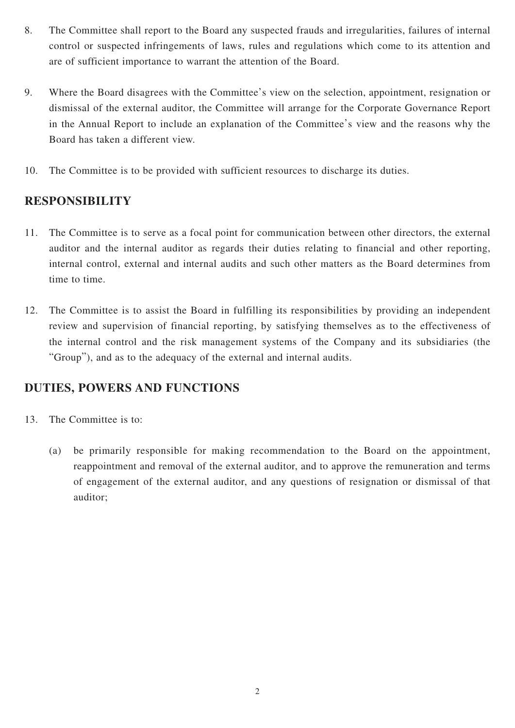8. The Committee shall report to the Board any suspected frauds and irregularities, failures of internal control or suspected infringements of laws, rules and regulations which come to its attention and are of sufficient importance to warrant the attention of the Board.

9. Where the Board disagrees with the Committee's view on the selection, appointment, resignation or dismissal of the external auditor, the Committee will arrange for the Corporate Governance Report in the Annual Report to include an explanation of the Committee's view and the reasons why the Board has taken a different view.

10. The Committee is to be provided with sufficient resources to discharge its duties.

## RESPONSIBILITY

11. The Committee is to serve as a focal point for communication between other directors, the external auditor and the internal auditor as regards their duties relating to financial and other reporting, internal control, external and internal audits and such other matters as the Board determines from time to time.

12. The Committee is to assist the Board in fulfilling its responsibilities by providing an independent review and supervision of financial reporting, by satisfying themselves as to the effectiveness of the internal control and the risk management systems of the Company and its subsidiaries (the "Group"), and as to the adequacy of the external and internal audits.

## DUTIES, POWERS AND FUNCTIONS

13. The Committee is to:

    (a) be primarily responsible for making recommendation to the Board on the appointment, reappointment and removal of the external auditor, and to approve the remuneration and terms of engagement of the external auditor, and any questions of resignation or dismissal of that auditor;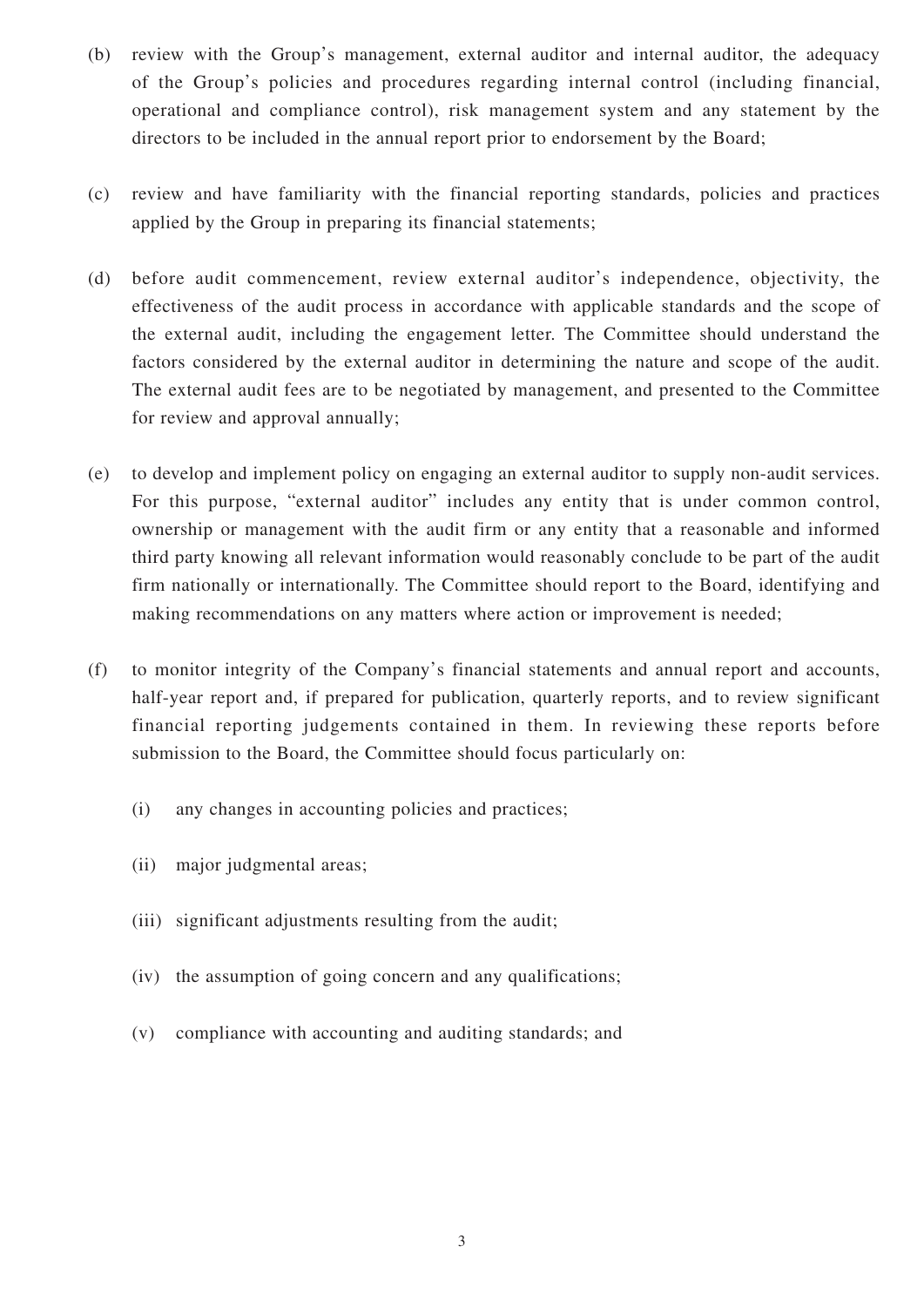(b) review with the Group's management, external auditor and internal auditor, the adequacy of the Group's policies and procedures regarding internal control (including financial, operational and compliance control), risk management system and any statement by the directors to be included in the annual report prior to endorsement by the Board;

(c) review and have familiarity with the financial reporting standards, policies and practices applied by the Group in preparing its financial statements;

(d) before audit commencement, review external auditor's independence, objectivity, the effectiveness of the audit process in accordance with applicable standards and the scope of the external audit, including the engagement letter. The Committee should understand the factors considered by the external auditor in determining the nature and scope of the audit. The external audit fees are to be negotiated by management, and presented to the Committee for review and approval annually;

(e) to develop and implement policy on engaging an external auditor to supply non-audit services. For this purpose, "external auditor" includes any entity that is under common control, ownership or management with the audit firm or any entity that a reasonable and informed third party knowing all relevant information would reasonably conclude to be part of the audit firm nationally or internationally. The Committee should report to the Board, identifying and making recommendations on any matters where action or improvement is needed;

(f) to monitor integrity of the Company's financial statements and annual report and accounts, half-year report and, if prepared for publication, quarterly reports, and to review significant financial reporting judgements contained in them. In reviewing these reports before submission to the Board, the Committee should focus particularly on:

    (i) any changes in accounting policies and practices;

    (ii) major judgmental areas;

    (iii) significant adjustments resulting from the audit;

    (iv) the assumption of going concern and any qualifications;

    (v) compliance with accounting and auditing standards; and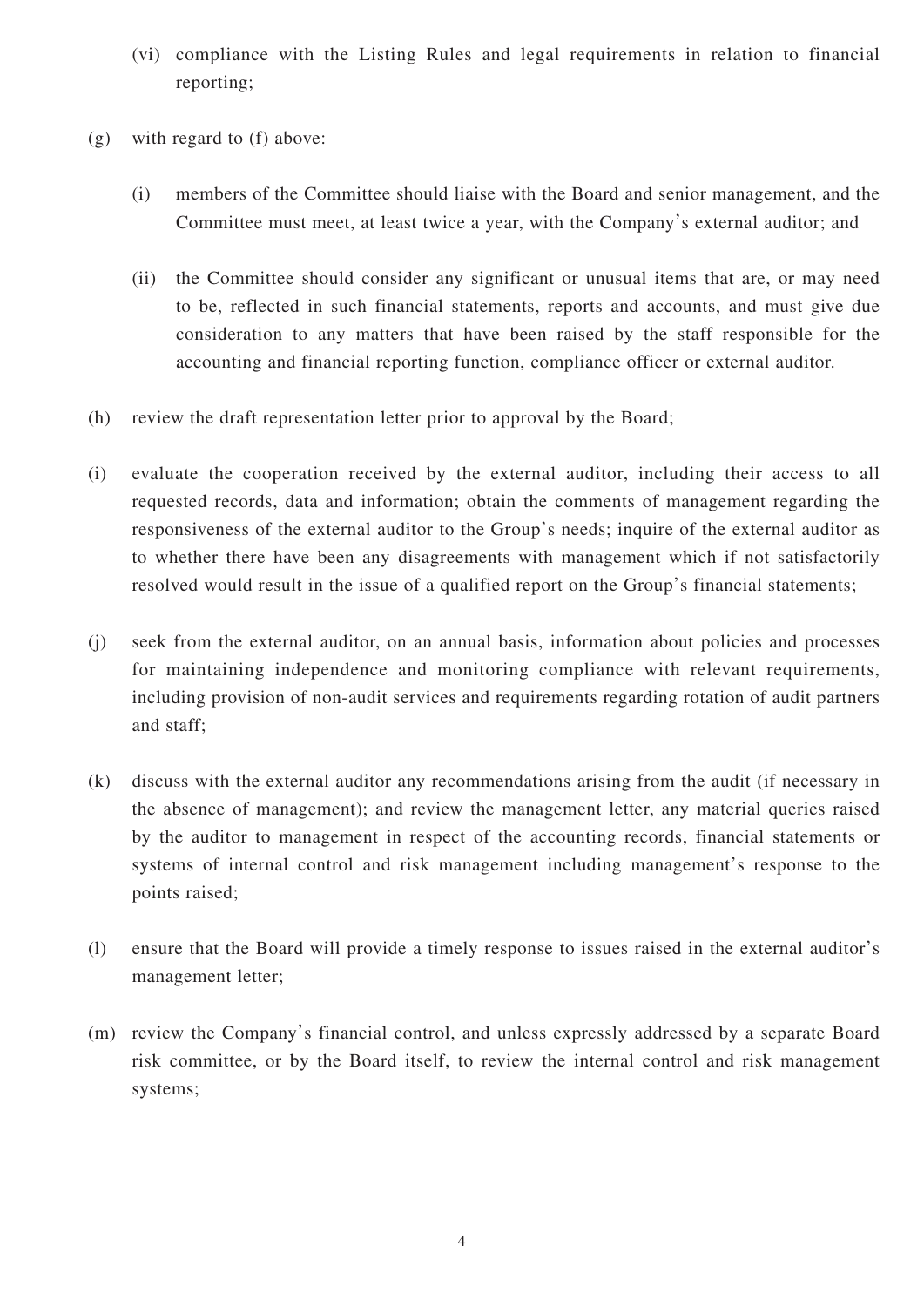(vi) compliance with the Listing Rules and legal requirements in relation to financial reporting;

(g) with regard to (f) above:

(i) members of the Committee should liaise with the Board and senior management, and the Committee must meet, at least twice a year, with the Company's external auditor; and

(ii) the Committee should consider any significant or unusual items that are, or may need to be, reflected in such financial statements, reports and accounts, and must give due consideration to any matters that have been raised by the staff responsible for the accounting and financial reporting function, compliance officer or external auditor.

(h) review the draft representation letter prior to approval by the Board;

(i) evaluate the cooperation received by the external auditor, including their access to all requested records, data and information; obtain the comments of management regarding the responsiveness of the external auditor to the Group's needs; inquire of the external auditor as to whether there have been any disagreements with management which if not satisfactorily resolved would result in the issue of a qualified report on the Group's financial statements;

(j) seek from the external auditor, on an annual basis, information about policies and processes for maintaining independence and monitoring compliance with relevant requirements, including provision of non-audit services and requirements regarding rotation of audit partners and staff;

(k) discuss with the external auditor any recommendations arising from the audit (if necessary in the absence of management); and review the management letter, any material queries raised by the auditor to management in respect of the accounting records, financial statements or systems of internal control and risk management including management's response to the points raised;

(l) ensure that the Board will provide a timely response to issues raised in the external auditor's management letter;

(m) review the Company's financial control, and unless expressly addressed by a separate Board risk committee, or by the Board itself, to review the internal control and risk management systems;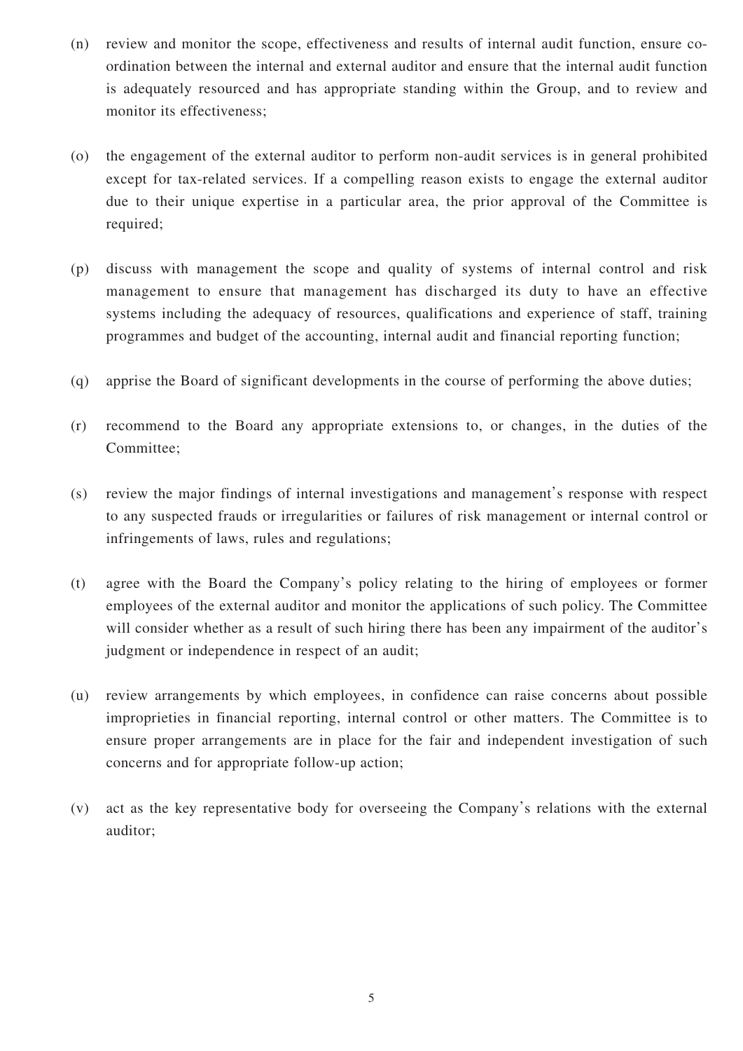(n) review and monitor the scope, effectiveness and results of internal audit function, ensure co-ordination between the internal and external auditor and ensure that the internal audit function is adequately resourced and has appropriate standing within the Group, and to review and monitor its effectiveness;

(o) the engagement of the external auditor to perform non-audit services is in general prohibited except for tax-related services. If a compelling reason exists to engage the external auditor due to their unique expertise in a particular area, the prior approval of the Committee is required;

(p) discuss with management the scope and quality of systems of internal control and risk management to ensure that management has discharged its duty to have an effective systems including the adequacy of resources, qualifications and experience of staff, training programmes and budget of the accounting, internal audit and financial reporting function;

(q) apprise the Board of significant developments in the course of performing the above duties;

(r) recommend to the Board any appropriate extensions to, or changes, in the duties of the Committee;

(s) review the major findings of internal investigations and management's response with respect to any suspected frauds or irregularities or failures of risk management or internal control or infringements of laws, rules and regulations;

(t) agree with the Board the Company's policy relating to the hiring of employees or former employees of the external auditor and monitor the applications of such policy. The Committee will consider whether as a result of such hiring there has been any impairment of the auditor's judgment or independence in respect of an audit;

(u) review arrangements by which employees, in confidence can raise concerns about possible improprieties in financial reporting, internal control or other matters. The Committee is to ensure proper arrangements are in place for the fair and independent investigation of such concerns and for appropriate follow-up action;

(v) act as the key representative body for overseeing the Company's relations with the external auditor;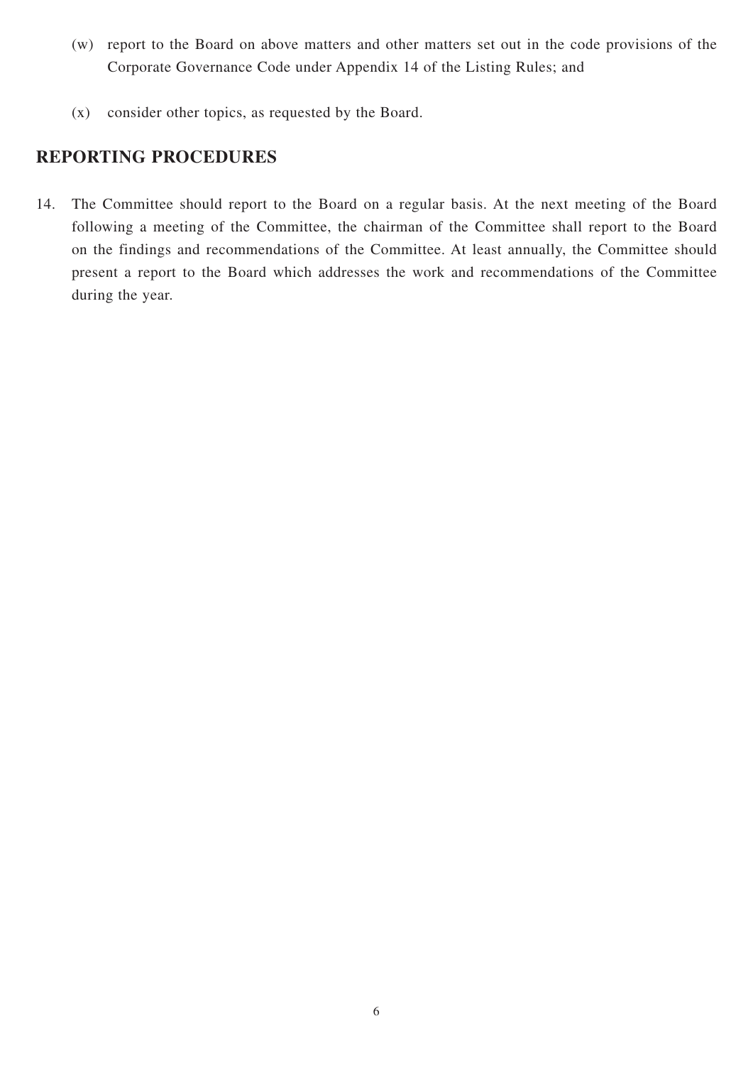(w) report to the Board on above matters and other matters set out in the code provisions of the Corporate Governance Code under Appendix 14 of the Listing Rules; and

(x) consider other topics, as requested by the Board.

## REPORTING PROCEDURES

14. The Committee should report to the Board on a regular basis. At the next meeting of the Board following a meeting of the Committee, the chairman of the Committee shall report to the Board on the findings and recommendations of the Committee. At least annually, the Committee should present a report to the Board which addresses the work and recommendations of the Committee during the year.